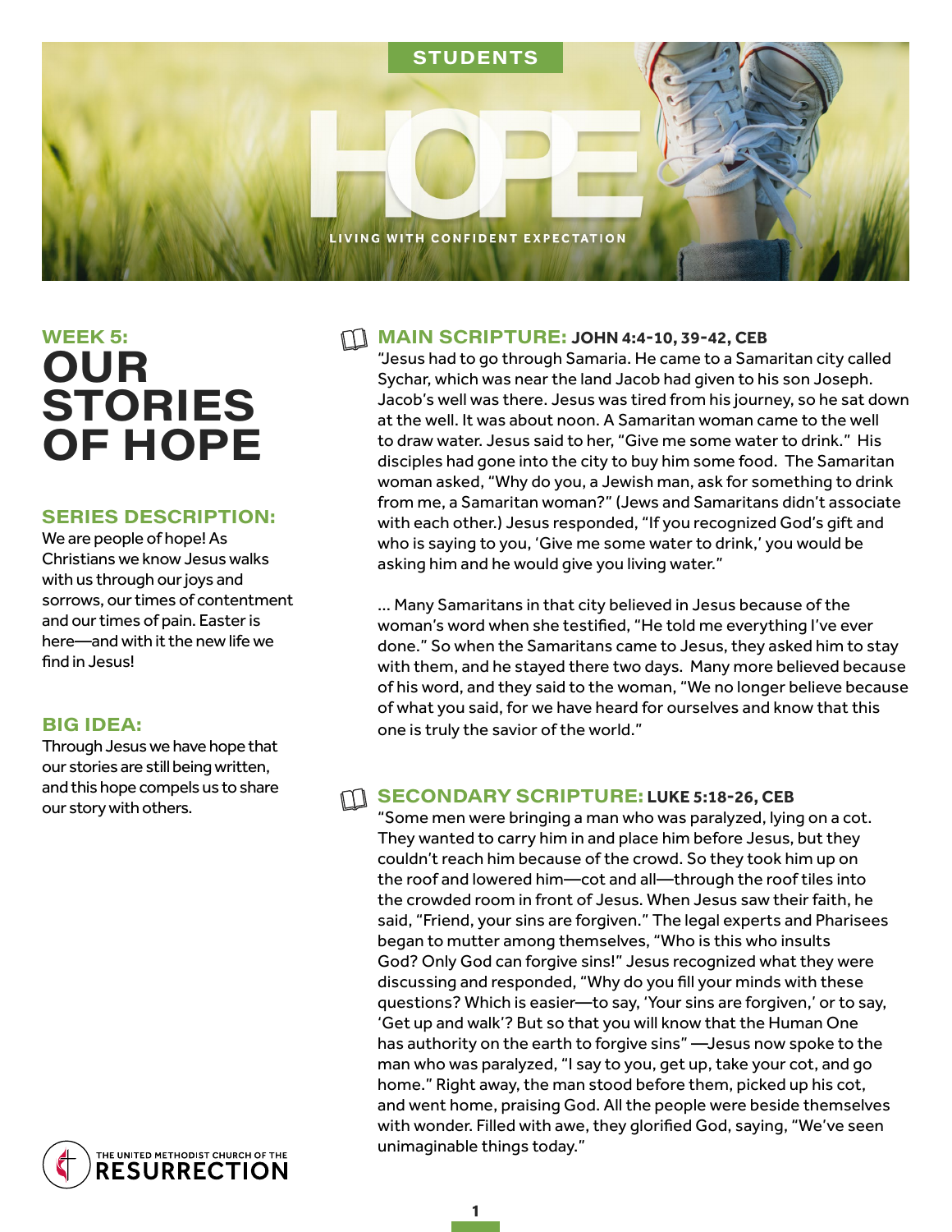STUDENTS

# HOPE

LIVING WITH CONFIDENT EXPECTATION

## WEEK 5:
# OUR STORIES OF HOPE

### SERIES DESCRIPTION:

We are people of hope! As Christians we know Jesus walks with us through our joys and sorrows, our times of contentment and our times of pain. Easter is here—and with it the new life we find in Jesus!

### BIG IDEA:

Through Jesus we have hope that our stories are still being written, and this hope compels us to share our story with others.

### MAIN SCRIPTURE: JOHN 4:4-10, 39-42, CEB

"Jesus had to go through Samaria. He came to a Samaritan city called Sychar, which was near the land Jacob had given to his son Joseph. Jacob's well was there. Jesus was tired from his journey, so he sat down at the well. It was about noon. A Samaritan woman came to the well to draw water. Jesus said to her, "Give me some water to drink." His disciples had gone into the city to buy him some food. The Samaritan woman asked, "Why do you, a Jewish man, ask for something to drink from me, a Samaritan woman?" (Jews and Samaritans didn't associate with each other.) Jesus responded, "If you recognized God's gift and who is saying to you, 'Give me some water to drink,' you would be asking him and he would give you living water."

... Many Samaritans in that city believed in Jesus because of the woman's word when she testified, "He told me everything I've ever done." So when the Samaritans came to Jesus, they asked him to stay with them, and he stayed there two days. Many more believed because of his word, and they said to the woman, "We no longer believe because of what you said, for we have heard for ourselves and know that this one is truly the savior of the world."

### SECONDARY SCRIPTURE: LUKE 5:18-26, CEB

"Some men were bringing a man who was paralyzed, lying on a cot. They wanted to carry him in and place him before Jesus, but they couldn't reach him because of the crowd. So they took him up on the roof and lowered him—cot and all—through the roof tiles into the crowded room in front of Jesus. When Jesus saw their faith, he said, "Friend, your sins are forgiven." The legal experts and Pharisees began to mutter among themselves, "Who is this who insults God? Only God can forgive sins!" Jesus recognized what they were discussing and responded, "Why do you fill your minds with these questions? Which is easier—to say, 'Your sins are forgiven,' or to say, 'Get up and walk'? But so that you will know that the Human One has authority on the earth to forgive sins" —Jesus now spoke to the man who was paralyzed, "I say to you, get up, take your cot, and go home." Right away, the man stood before them, picked up his cot, and went home, praising God. All the people were beside themselves with wonder. Filled with awe, they glorified God, saying, "We've seen unimaginable things today."

THE UNITED METHODIST CHURCH OF THE RESURRECTION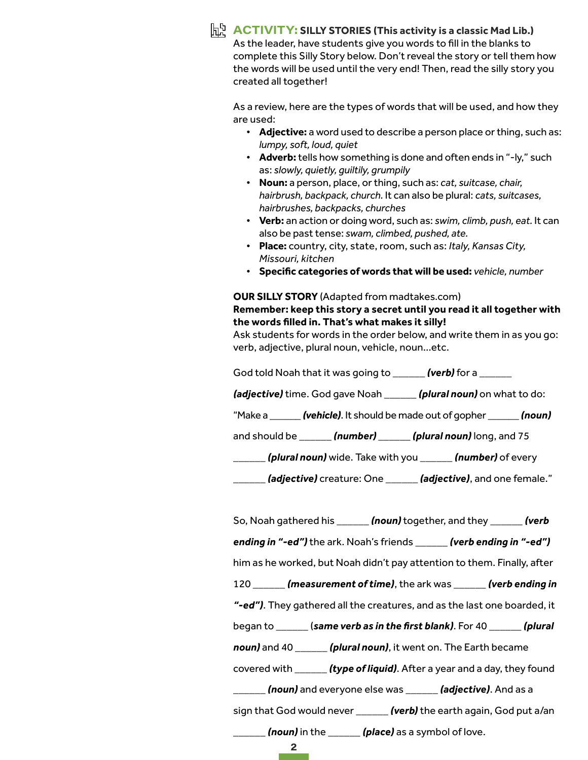## ACTIVITY: SILLY STORIES (This activity is a classic Mad Lib.)

As the leader, have students give you words to fill in the blanks to complete this Silly Story below. Don't reveal the story or tell them how the words will be used until the very end! Then, read the silly story you created all together!

As a review, here are the types of words that will be used, and how they are used:

- **Adjective:** a word used to describe a person place or thing, such as: *lumpy, soft, loud, quiet*
- **Adverb:** tells how something is done and often ends in "-ly," such as: *slowly, quietly, guiltily, grumpily*
- **Noun:** a person, place, or thing, such as: *cat, suitcase, chair, hairbrush, backpack, church.* It can also be plural: *cats, suitcases, hairbrushes, backpacks, churches*
- **Verb:** an action or doing word, such as: *swim, climb, push, eat.* It can also be past tense: *swam, climbed, pushed, ate.*
- **Place:** country, city, state, room, such as: *Italy, Kansas City, Missouri, kitchen*
- **Specific categories of words that will be used:** *vehicle, number*

**OUR SILLY STORY** (Adapted from madtakes.com)

**Remember: keep this story a secret until you read it all together with the words filled in. That's what makes it silly!**

Ask students for words in the order below, and write them in as you go: verb, adjective, plural noun, vehicle, noun...etc.

God told Noah that it was going to ______ ***(verb)*** for a ______ ***(adjective)*** time. God gave Noah ______ ***(plural noun)*** on what to do: "Make a ______ ***(vehicle)***. It should be made out of gopher ______ ***(noun)*** and should be ______ ***(number)*** ______ ***(plural noun)*** long, and 75 ______ ***(plural noun)*** wide. Take with you ______ ***(number)*** of every ______ ***(adjective)*** creature: One ______ ***(adjective)***, and one female."

So, Noah gathered his ______ ***(noun)*** together, and they ______ ***(verb ending in "-ed")*** the ark. Noah's friends ______ ***(verb ending in "-ed")*** him as he worked, but Noah didn't pay attention to them. Finally, after 120 ______ ***(measurement of time)***, the ark was ______ ***(verb ending in "-ed")***. They gathered all the creatures, and as the last one boarded, it began to ______ (***same verb as in the first blank***). For 40 ______ ***(plural noun)*** and 40 ______ ***(plural noun)***, it went on. The Earth became covered with ______ ***(type of liquid)***. After a year and a day, they found ______ ***(noun)*** and everyone else was ______ ***(adjective)***. And as a sign that God would never ______ ***(verb)*** the earth again, God put a/an ______ ***(noun)*** in the ______ ***(place)*** as a symbol of love.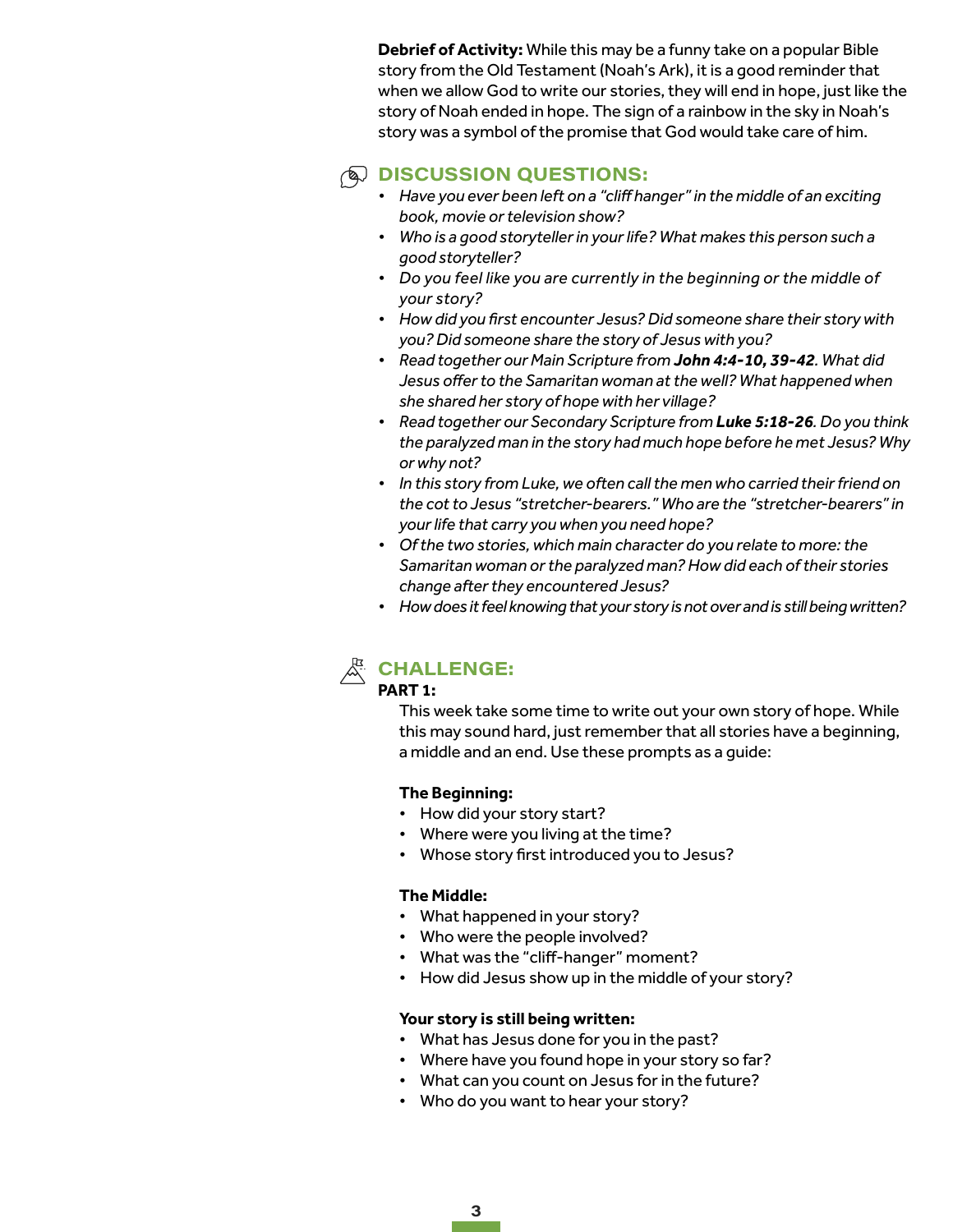**Debrief of Activity:** While this may be a funny take on a popular Bible story from the Old Testament (Noah's Ark), it is a good reminder that when we allow God to write our stories, they will end in hope, just like the story of Noah ended in hope. The sign of a rainbow in the sky in Noah's story was a symbol of the promise that God would take care of him.

## DISCUSSION QUESTIONS:

- *Have you ever been left on a "cliff hanger" in the middle of an exciting book, movie or television show?*
- *Who is a good storyteller in your life? What makes this person such a good storyteller?*
- *Do you feel like you are currently in the beginning or the middle of your story?*
- *How did you first encounter Jesus? Did someone share their story with you? Did someone share the story of Jesus with you?*
- *Read together our Main Scripture from **John 4:4-10, 39-42**. What did Jesus offer to the Samaritan woman at the well? What happened when she shared her story of hope with her village?*
- *Read together our Secondary Scripture from **Luke 5:18-26**. Do you think the paralyzed man in the story had much hope before he met Jesus? Why or why not?*
- *In this story from Luke, we often call the men who carried their friend on the cot to Jesus "stretcher-bearers." Who are the "stretcher-bearers" in your life that carry you when you need hope?*
- *Of the two stories, which main character do you relate to more: the Samaritan woman or the paralyzed man? How did each of their stories change after they encountered Jesus?*
- *How does it feel knowing that your story is not over and is still being written?*

## CHALLENGE:

**PART 1:**

This week take some time to write out your own story of hope. While this may sound hard, just remember that all stories have a beginning, a middle and an end. Use these prompts as a guide:

**The Beginning:**

- How did your story start?
- Where were you living at the time?
- Whose story first introduced you to Jesus?

**The Middle:**

- What happened in your story?
- Who were the people involved?
- What was the "cliff-hanger" moment?
- How did Jesus show up in the middle of your story?

**Your story is still being written:**

- What has Jesus done for you in the past?
- Where have you found hope in your story so far?
- What can you count on Jesus for in the future?
- Who do you want to hear your story?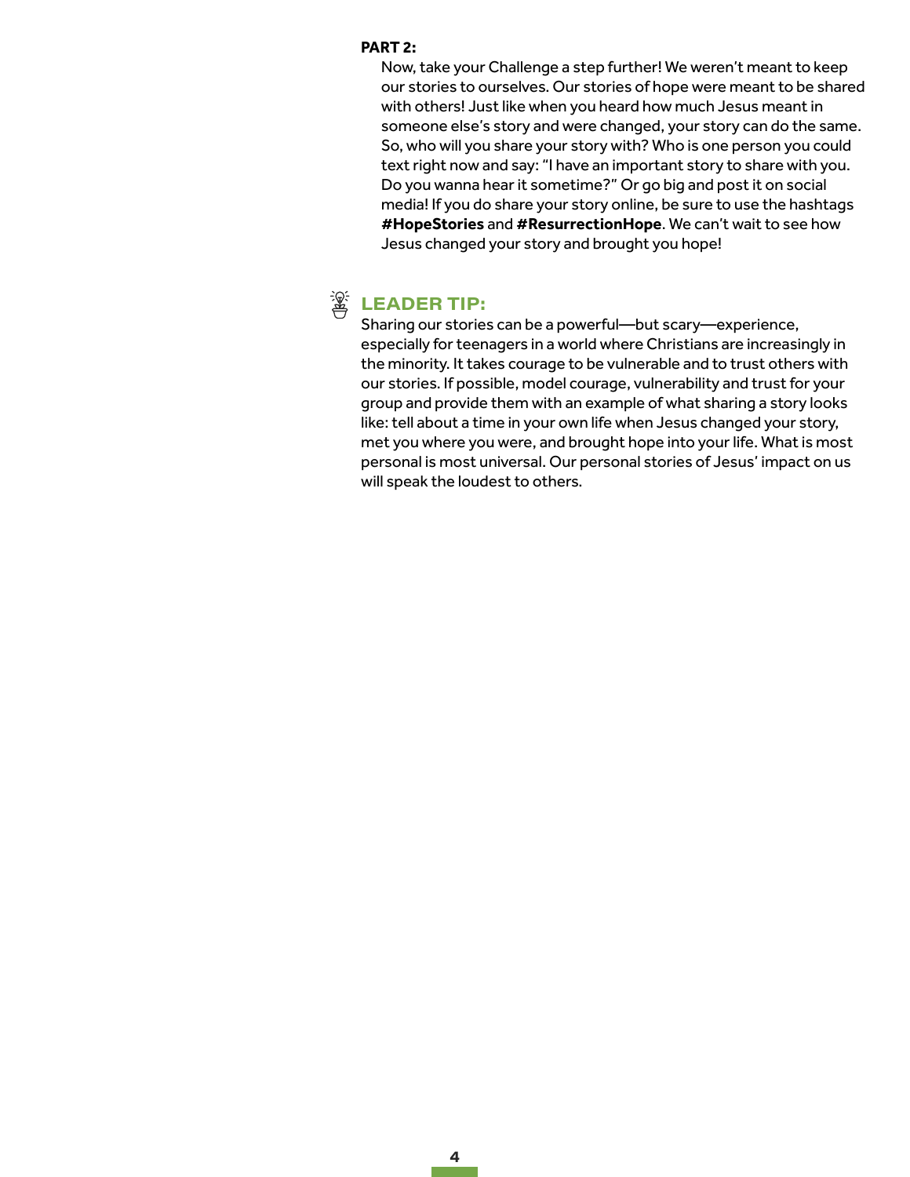**PART 2:**

Now, take your Challenge a step further! We weren't meant to keep our stories to ourselves. Our stories of hope were meant to be shared with others! Just like when you heard how much Jesus meant in someone else's story and were changed, your story can do the same. So, who will you share your story with? Who is one person you could text right now and say: "I have an important story to share with you. Do you wanna hear it sometime?" Or go big and post it on social media! If you do share your story online, be sure to use the hashtags **#HopeStories** and **#ResurrectionHope**. We can't wait to see how Jesus changed your story and brought you hope!

## LEADER TIP:

Sharing our stories can be a powerful—but scary—experience, especially for teenagers in a world where Christians are increasingly in the minority. It takes courage to be vulnerable and to trust others with our stories. If possible, model courage, vulnerability and trust for your group and provide them with an example of what sharing a story looks like: tell about a time in your own life when Jesus changed your story, met you where you were, and brought hope into your life. What is most personal is most universal. Our personal stories of Jesus' impact on us will speak the loudest to others.